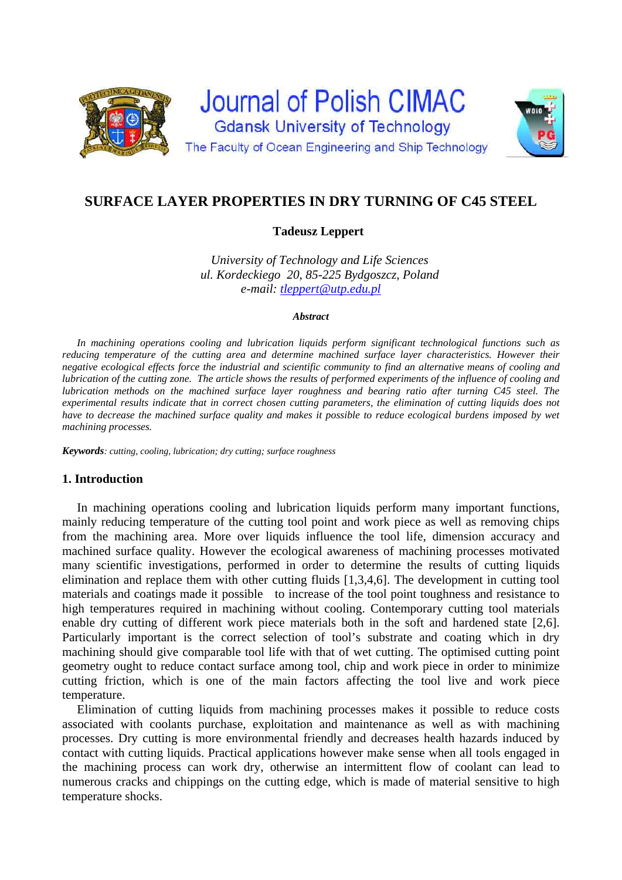Journal of Polish CIMAC
Gdansk University of Technology
The Faculty of Ocean Engineering and Ship Technology

# SURFACE LAYER PROPERTIES IN DRY TURNING OF C45 STEEL

**Tadeusz Leppert**

*University of Technology and Life Sciences*
*ul. Kordeckiego 20, 85-225 Bydgoszcz, Poland*
*e-mail: tleppert@utp.edu.pl*

***Abstract***

*In machining operations cooling and lubrication liquids perform significant technological functions such as reducing temperature of the cutting area and determine machined surface layer characteristics. However their negative ecological effects force the industrial and scientific community to find an alternative means of cooling and lubrication of the cutting zone. The article shows the results of performed experiments of the influence of cooling and lubrication methods on the machined surface layer roughness and bearing ratio after turning C45 steel. The experimental results indicate that in correct chosen cutting parameters, the elimination of cutting liquids does not have to decrease the machined surface quality and makes it possible to reduce ecological burdens imposed by wet machining processes.*

***Keywords****: cutting, cooling, lubrication; dry cutting; surface roughness*

## 1. Introduction

In machining operations cooling and lubrication liquids perform many important functions, mainly reducing temperature of the cutting tool point and work piece as well as removing chips from the machining area. More over liquids influence the tool life, dimension accuracy and machined surface quality. However the ecological awareness of machining processes motivated many scientific investigations, performed in order to determine the results of cutting liquids elimination and replace them with other cutting fluids [1,3,4,6]. The development in cutting tool materials and coatings made it possible to increase of the tool point toughness and resistance to high temperatures required in machining without cooling. Contemporary cutting tool materials enable dry cutting of different work piece materials both in the soft and hardened state [2,6]. Particularly important is the correct selection of tool's substrate and coating which in dry machining should give comparable tool life with that of wet cutting. The optimised cutting point geometry ought to reduce contact surface among tool, chip and work piece in order to minimize cutting friction, which is one of the main factors affecting the tool live and work piece temperature.

Elimination of cutting liquids from machining processes makes it possible to reduce costs associated with coolants purchase, exploitation and maintenance as well as with machining processes. Dry cutting is more environmental friendly and decreases health hazards induced by contact with cutting liquids. Practical applications however make sense when all tools engaged in the machining process can work dry, otherwise an intermittent flow of coolant can lead to numerous cracks and chippings on the cutting edge, which is made of material sensitive to high temperature shocks.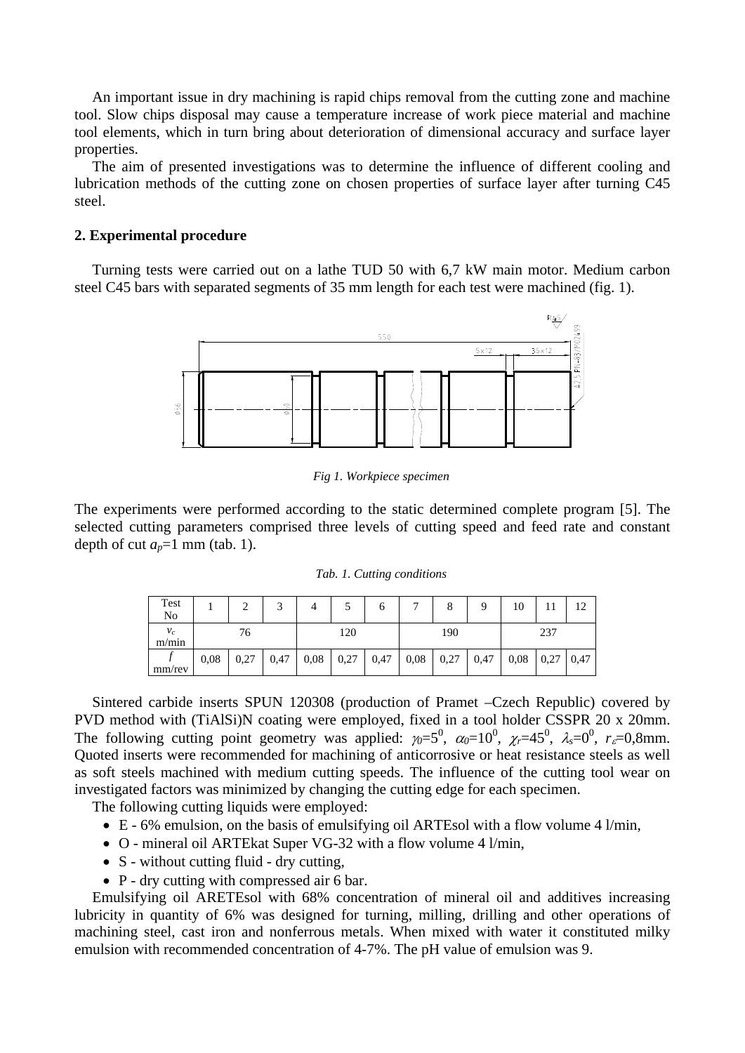An important issue in dry machining is rapid chips removal from the cutting zone and machine tool. Slow chips disposal may cause a temperature increase of work piece material and machine tool elements, which in turn bring about deterioration of dimensional accuracy and surface layer properties.

The aim of presented investigations was to determine the influence of different cooling and lubrication methods of the cutting zone on chosen properties of surface layer after turning C45 steel.

## 2. Experimental procedure

Turning tests were carried out on a lathe TUD 50 with 6,7 kW main motor. Medium carbon steel C45 bars with separated segments of 35 mm length for each test were machined (fig. 1).

*Fig 1. Workpiece specimen*

The experiments were performed according to the static determined complete program [5]. The selected cutting parameters comprised three levels of cutting speed and feed rate and constant depth of cut $a_p$=1 mm (tab. 1).

*Tab. 1. Cutting conditions*

| Test No | 1 | 2 | 3 | 4 | 5 | 6 | 7 | 8 | 9 | 10 | 11 | 12 |
|---|---|---|---|---|---|---|---|---|---|---|---|---|
| $v_c$ m/min | | 76 | | | 120 | | | 190 | | | 237 | |
| $f$ mm/rev | 0,08 | 0,27 | 0,47 | 0,08 | 0,27 | 0,47 | 0,08 | 0,27 | 0,47 | 0,08 | 0,27 | 0,47 |

Sintered carbide inserts SPUN 120308 (production of Pramet –Czech Republic) covered by PVD method with (TiAlSi)N coating were employed, fixed in a tool holder CSSPR 20 x 20mm. The following cutting point geometry was applied: $\gamma_0=5^0$, $\alpha_0=10^0$, $\chi_r=45^0$, $\lambda_s=0^0$, $r_\varepsilon$=0,8mm. Quoted inserts were recommended for machining of anticorrosive or heat resistance steels as well as soft steels machined with medium cutting speeds. The influence of the cutting tool wear on investigated factors was minimized by changing the cutting edge for each specimen.

The following cutting liquids were employed:

- E - 6% emulsion, on the basis of emulsifying oil ARTEsol with a flow volume 4 l/min,
- O - mineral oil ARTEkat Super VG-32 with a flow volume 4 l/min,
- S - without cutting fluid - dry cutting,
- P - dry cutting with compressed air 6 bar.

Emulsifying oil ARETEsol with 68% concentration of mineral oil and additives increasing lubricity in quantity of 6% was designed for turning, milling, drilling and other operations of machining steel, cast iron and nonferrous metals. When mixed with water it constituted milky emulsion with recommended concentration of 4-7%. The pH value of emulsion was 9.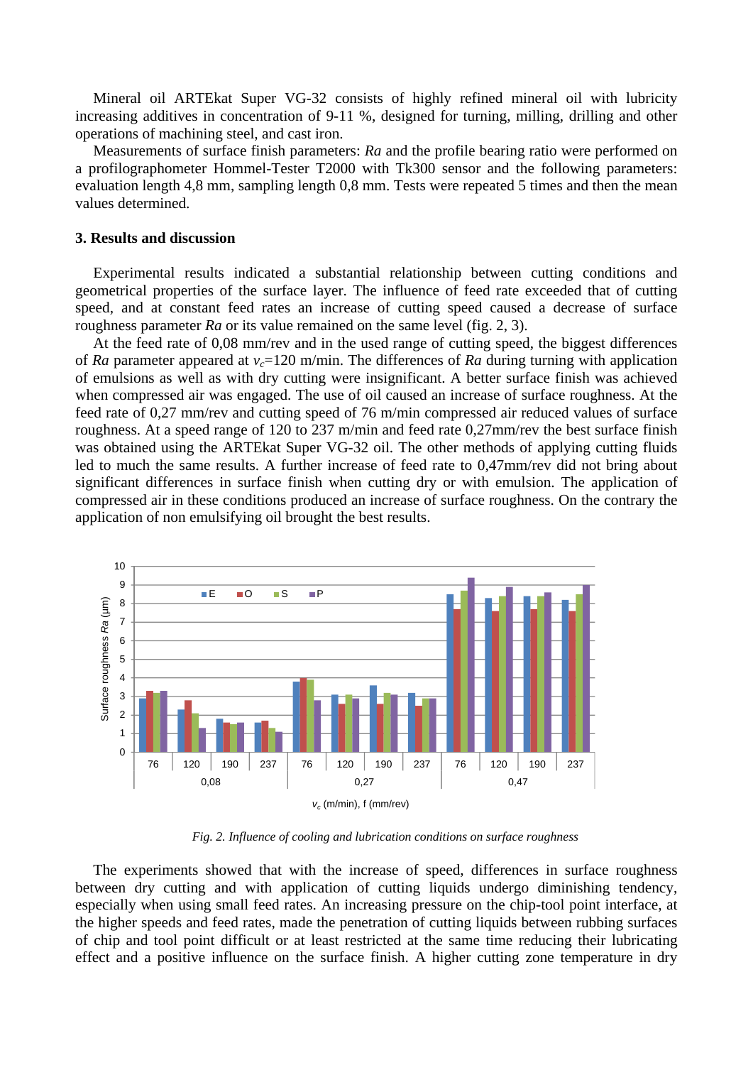Mineral oil ARTEkat Super VG-32 consists of highly refined mineral oil with lubricity increasing additives in concentration of 9-11 %, designed for turning, milling, drilling and other operations of machining steel, and cast iron.

Measurements of surface finish parameters: *Ra* and the profile bearing ratio were performed on a profilographometer Hommel-Tester T2000 with Tk300 sensor and the following parameters: evaluation length 4,8 mm, sampling length 0,8 mm. Tests were repeated 5 times and then the mean values determined.

## 3. Results and discussion

Experimental results indicated a substantial relationship between cutting conditions and geometrical properties of the surface layer. The influence of feed rate exceeded that of cutting speed, and at constant feed rates an increase of cutting speed caused a decrease of surface roughness parameter *Ra* or its value remained on the same level (fig. 2, 3).

At the feed rate of 0,08 mm/rev and in the used range of cutting speed, the biggest differences of *Ra* parameter appeared at $v_c$=120 m/min. The differences of *Ra* during turning with application of emulsions as well as with dry cutting were insignificant. A better surface finish was achieved when compressed air was engaged. The use of oil caused an increase of surface roughness. At the feed rate of 0,27 mm/rev and cutting speed of 76 m/min compressed air reduced values of surface roughness. At a speed range of 120 to 237 m/min and feed rate 0,27mm/rev the best surface finish was obtained using the ARTEkat Super VG-32 oil. The other methods of applying cutting fluids led to much the same results. A further increase of feed rate to 0,47mm/rev did not bring about significant differences in surface finish when cutting dry or with emulsion. The application of compressed air in these conditions produced an increase of surface roughness. On the contrary the application of non emulsifying oil brought the best results.

*Fig. 2. Influence of cooling and lubrication conditions on surface roughness*

The experiments showed that with the increase of speed, differences in surface roughness between dry cutting and with application of cutting liquids undergo diminishing tendency, especially when using small feed rates. An increasing pressure on the chip-tool point interface, at the higher speeds and feed rates, made the penetration of cutting liquids between rubbing surfaces of chip and tool point difficult or at least restricted at the same time reducing their lubricating effect and a positive influence on the surface finish. A higher cutting zone temperature in dry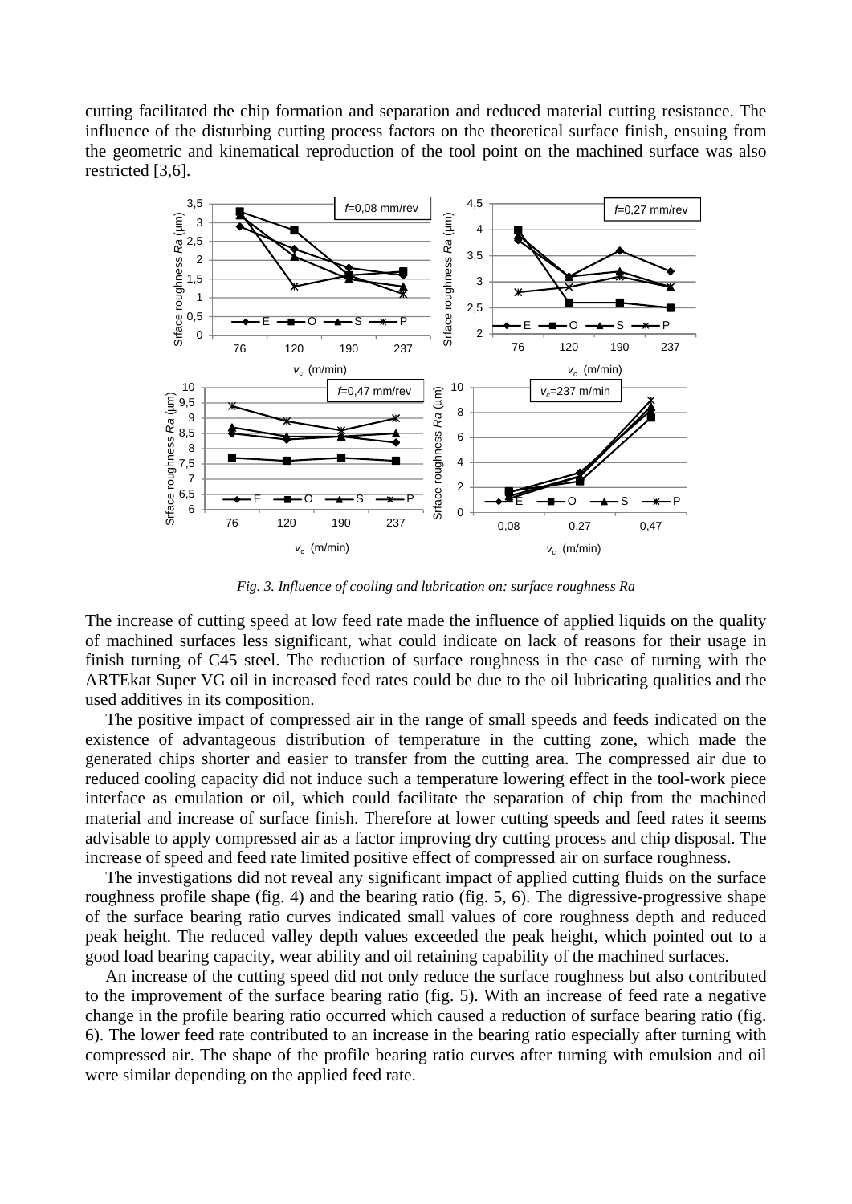cutting facilitated the chip formation and separation and reduced material cutting resistance. The influence of the disturbing cutting process factors on the theoretical surface finish, ensuing from the geometric and kinematical reproduction of the tool point on the machined surface was also restricted [3,6].

*Fig. 3. Influence of cooling and lubrication on: surface roughness Ra*

The increase of cutting speed at low feed rate made the influence of applied liquids on the quality of machined surfaces less significant, what could indicate on lack of reasons for their usage in finish turning of C45 steel. The reduction of surface roughness in the case of turning with the ARTEkat Super VG oil in increased feed rates could be due to the oil lubricating qualities and the used additives in its composition.

The positive impact of compressed air in the range of small speeds and feeds indicated on the existence of advantageous distribution of temperature in the cutting zone, which made the generated chips shorter and easier to transfer from the cutting area. The compressed air due to reduced cooling capacity did not induce such a temperature lowering effect in the tool-work piece interface as emulation or oil, which could facilitate the separation of chip from the machined material and increase of surface finish. Therefore at lower cutting speeds and feed rates it seems advisable to apply compressed air as a factor improving dry cutting process and chip disposal. The increase of speed and feed rate limited positive effect of compressed air on surface roughness.

The investigations did not reveal any significant impact of applied cutting fluids on the surface roughness profile shape (fig. 4) and the bearing ratio (fig. 5, 6). The digressive-progressive shape of the surface bearing ratio curves indicated small values of core roughness depth and reduced peak height. The reduced valley depth values exceeded the peak height, which pointed out to a good load bearing capacity, wear ability and oil retaining capability of the machined surfaces.

An increase of the cutting speed did not only reduce the surface roughness but also contributed to the improvement of the surface bearing ratio (fig. 5). With an increase of feed rate a negative change in the profile bearing ratio occurred which caused a reduction of surface bearing ratio (fig. 6). The lower feed rate contributed to an increase in the bearing ratio especially after turning with compressed air. The shape of the profile bearing ratio curves after turning with emulsion and oil were similar depending on the applied feed rate.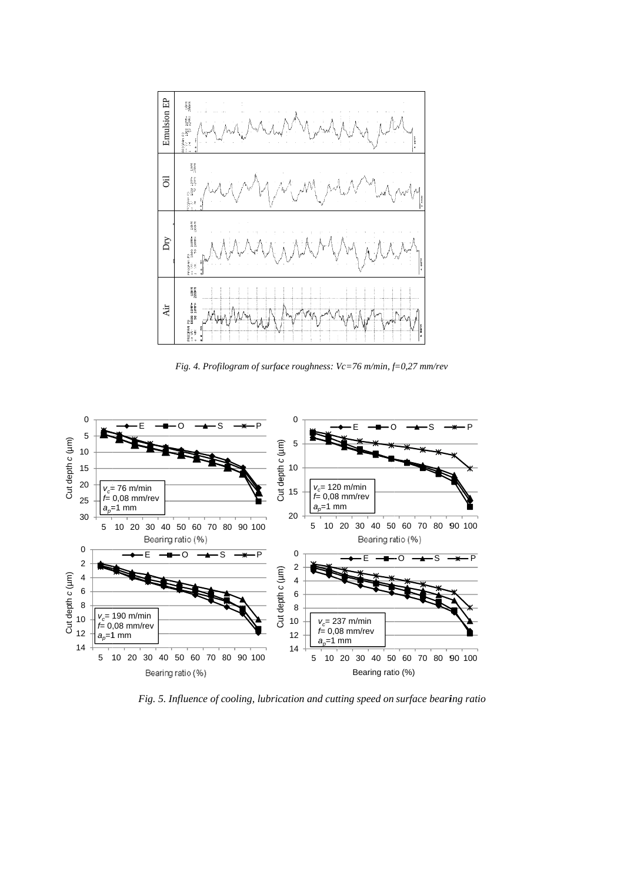*Fig. 4. Profilogram of surface roughness: Vc=76 m/min, f=0,27 mm/rev*

*Fig. 5. Influence of cooling, lubrication and cutting speed on surface bearing ratio*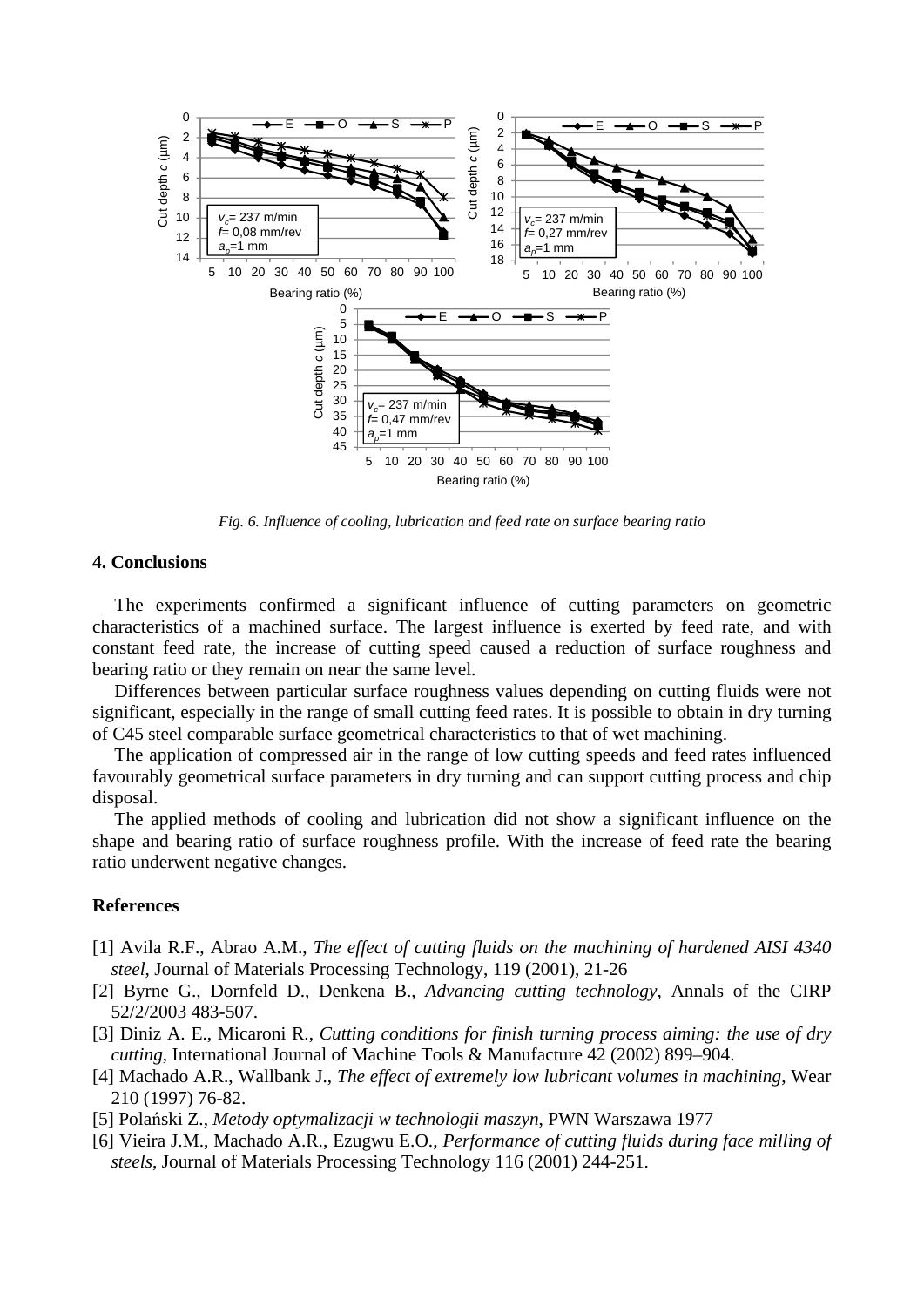0
2
4
6
8
10
12
14
Cut depth $c$ (µm)
E O S P
$v_c$= 237 m/min
$f$= 0,08 mm/rev
$a_p$=1 mm
5 10 20 30 40 50 60 70 80 90 100
Bearing ratio (%)

0
2
4
6
8
10
12
14
16
18
Cut depth $c$ (µm)
E O S P
$v_c$= 237 m/min
$f$= 0,27 mm/rev
$a_p$=1 mm
5 10 20 30 40 50 60 70 80 90 100
Bearing ratio (%)

0
5
10
15
20
25
30
35
40
45
Cut depth $c$ (µm)
E O S P
$v_c$= 237 m/min
$f$= 0,47 mm/rev
$a_p$=1 mm
5 10 20 30 40 50 60 70 80 90 100
Bearing ratio (%)

*Fig. 6. Influence of cooling, lubrication and feed rate on surface bearing ratio*

## 4. Conclusions

The experiments confirmed a significant influence of cutting parameters on geometric characteristics of a machined surface. The largest influence is exerted by feed rate, and with constant feed rate, the increase of cutting speed caused a reduction of surface roughness and bearing ratio or they remain on near the same level.

Differences between particular surface roughness values depending on cutting fluids were not significant, especially in the range of small cutting feed rates. It is possible to obtain in dry turning of C45 steel comparable surface geometrical characteristics to that of wet machining.

The application of compressed air in the range of low cutting speeds and feed rates influenced favourably geometrical surface parameters in dry turning and can support cutting process and chip disposal.

The applied methods of cooling and lubrication did not show a significant influence on the shape and bearing ratio of surface roughness profile. With the increase of feed rate the bearing ratio underwent negative changes.

## References

[1] Avila R.F., Abrao A.M., *The effect of cutting fluids on the machining of hardened AISI 4340 steel*, Journal of Materials Processing Technology, 119 (2001), 21-26

[2] Byrne G., Dornfeld D., Denkena B., *Advancing cutting technology*, Annals of the CIRP 52/2/2003 483-507.

[3] Diniz A. E., Micaroni R., *Cutting conditions for finish turning process aiming: the use of dry cutting*, International Journal of Machine Tools & Manufacture 42 (2002) 899–904.

[4] Machado A.R., Wallbank J., *The effect of extremely low lubricant volumes in machining*, Wear 210 (1997) 76-82.

[5] Polański Z., *Metody optymalizacji w technologii maszyn*, PWN Warszawa 1977

[6] Vieira J.M., Machado A.R., Ezugwu E.O., *Performance of cutting fluids during face milling of steels*, Journal of Materials Processing Technology 116 (2001) 244-251.